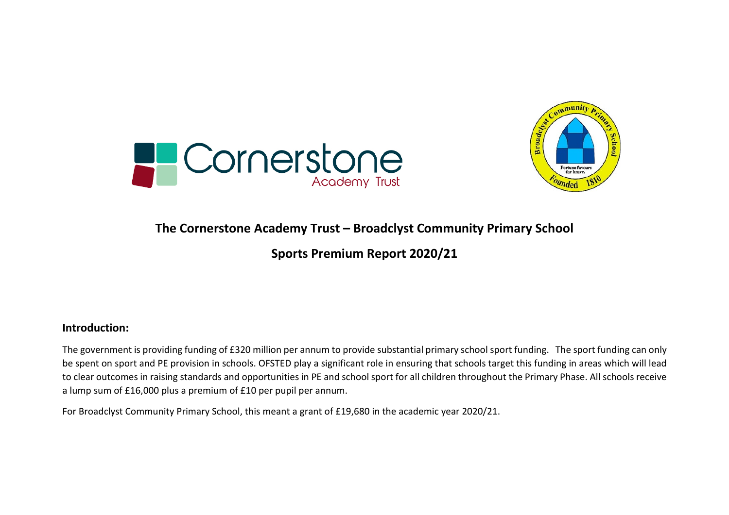# The Cornerstone Academy Trust – Broadclyst Community Primary School

## Sports Premium Report 2020/21

### Introduction:

The government is providing funding of £320 million per annum to provide substantial primary school sport funding. The sport funding can only be spent on sport and PE provision in schools. OFSTED play a significant role in ensuring that schools target this funding in areas which will lead to clear outcomes in raising standards and opportunities in PE and school sport for all children throughout the Primary Phase. All schools receive a lump sum of £16,000 plus a premium of £10 per pupil per annum.

For Broadclyst Community Primary School, this meant a grant of £19,680 in the academic year 2020/21.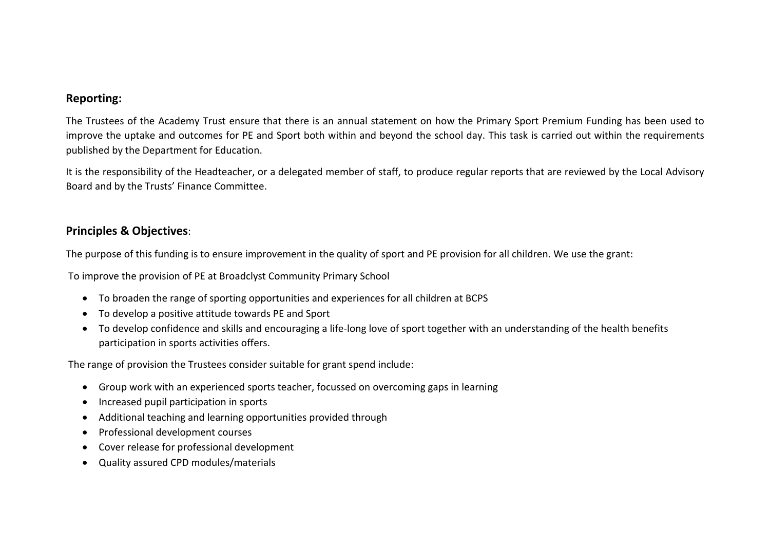## Reporting:

The Trustees of the Academy Trust ensure that there is an annual statement on how the Primary Sport Premium Funding has been used to improve the uptake and outcomes for PE and Sport both within and beyond the school day. This task is carried out within the requirements published by the Department for Education.

It is the responsibility of the Headteacher, or a delegated member of staff, to produce regular reports that are reviewed by the Local Advisory Board and by the Trusts' Finance Committee.

## Principles & Objectives:

The purpose of this funding is to ensure improvement in the quality of sport and PE provision for all children. We use the grant:

To improve the provision of PE at Broadclyst Community Primary School

- To broaden the range of sporting opportunities and experiences for all children at BCPS
- To develop a positive attitude towards PE and Sport
- To develop confidence and skills and encouraging a life-long love of sport together with an understanding of the health benefits participation in sports activities offers.

The range of provision the Trustees consider suitable for grant spend include:

- Group work with an experienced sports teacher, focussed on overcoming gaps in learning
- Increased pupil participation in sports
- Additional teaching and learning opportunities provided through
- Professional development courses
- Cover release for professional development
- Quality assured CPD modules/materials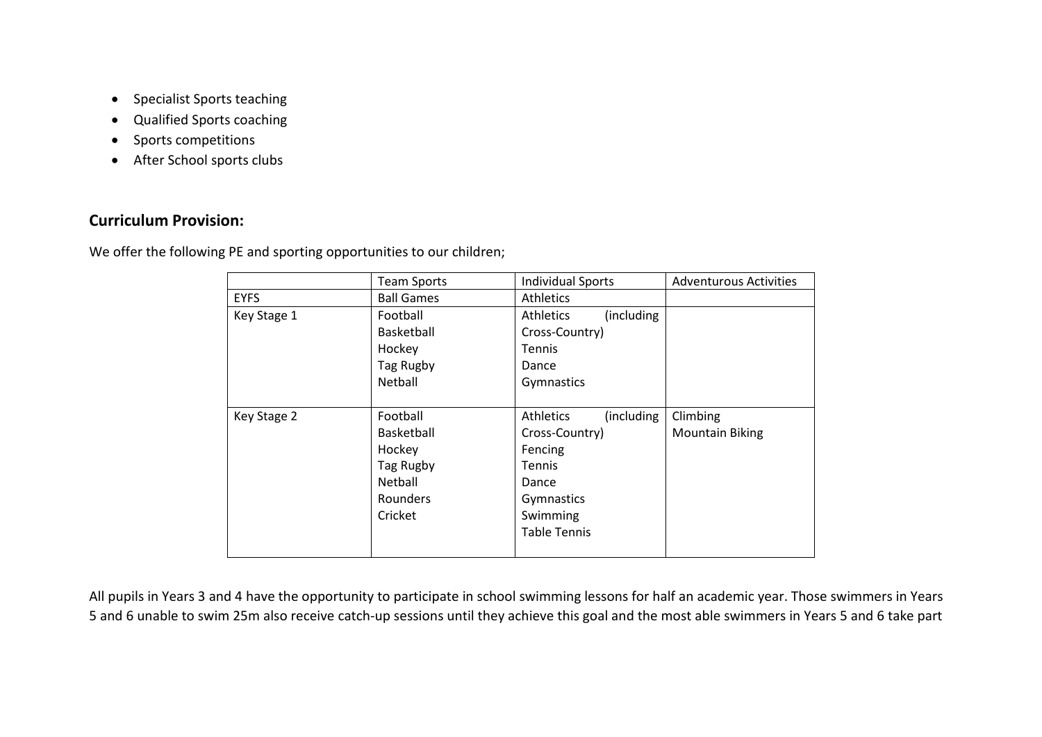- Specialist Sports teaching
- Qualified Sports coaching
- Sports competitions
- After School sports clubs

## Curriculum Provision:

We offer the following PE and sporting opportunities to our children;

| | Team Sports | Individual Sports | Adventurous Activities |
|---|---|---|---|
| EYFS | Ball Games | Athletics | |
| Key Stage 1 | Football<br>Basketball<br>Hockey<br>Tag Rugby<br>Netball | Athletics (including Cross-Country)<br>Tennis<br>Dance<br>Gymnastics | |
| Key Stage 2 | Football<br>Basketball<br>Hockey<br>Tag Rugby<br>Netball<br>Rounders<br>Cricket | Athletics (including Cross-Country)<br>Fencing<br>Tennis<br>Dance<br>Gymnastics<br>Swimming<br>Table Tennis | Climbing<br>Mountain Biking |

All pupils in Years 3 and 4 have the opportunity to participate in school swimming lessons for half an academic year. Those swimmers in Years 5 and 6 unable to swim 25m also receive catch-up sessions until they achieve this goal and the most able swimmers in Years 5 and 6 take part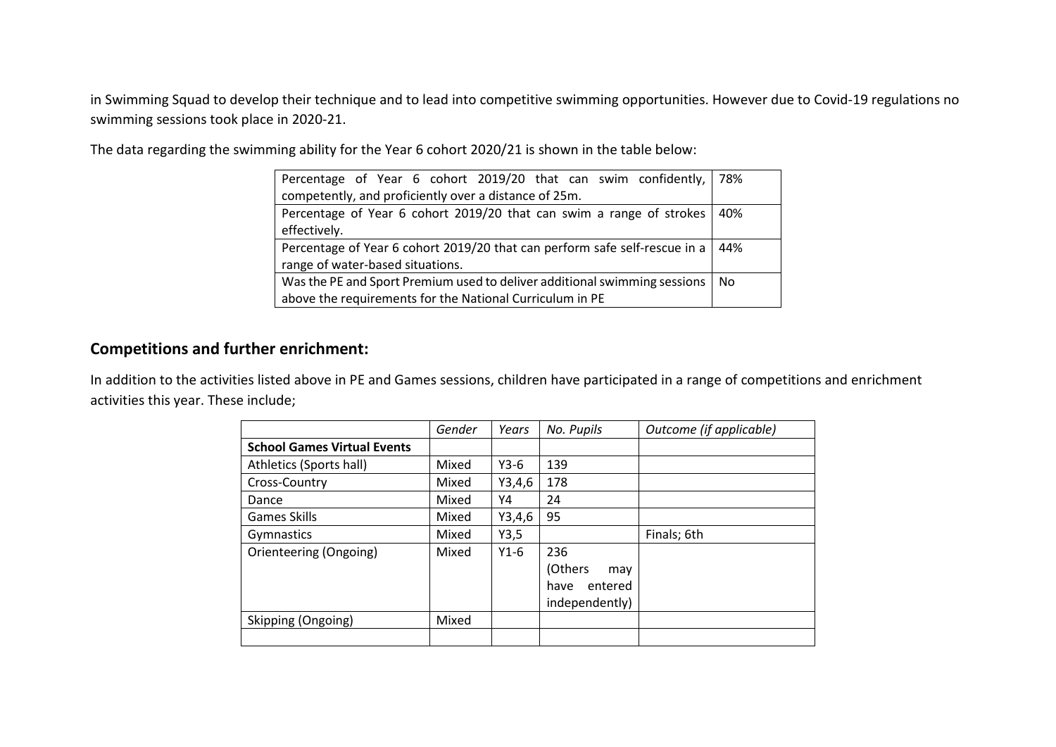in Swimming Squad to develop their technique and to lead into competitive swimming opportunities. However due to Covid-19 regulations no swimming sessions took place in 2020-21.

The data regarding the swimming ability for the Year 6 cohort 2020/21 is shown in the table below:

| | |
|---|---|
| Percentage of Year 6 cohort 2019/20 that can swim confidently, competently, and proficiently over a distance of 25m. | 78% |
| Percentage of Year 6 cohort 2019/20 that can swim a range of strokes effectively. | 40% |
| Percentage of Year 6 cohort 2019/20 that can perform safe self-rescue in a range of water-based situations. | 44% |
| Was the PE and Sport Premium used to deliver additional swimming sessions above the requirements for the National Curriculum in PE | No |

## Competitions and further enrichment:

In addition to the activities listed above in PE and Games sessions, children have participated in a range of competitions and enrichment activities this year. These include;

| | *Gender* | *Years* | *No. Pupils* | *Outcome (if applicable)* |
|---|---|---|---|---|
| **School Games Virtual Events** | | | | |
| Athletics (Sports hall) | Mixed | Y3-6 | 139 | |
| Cross-Country | Mixed | Y3,4,6 | 178 | |
| Dance | Mixed | Y4 | 24 | |
| Games Skills | Mixed | Y3,4,6 | 95 | |
| Gymnastics | Mixed | Y3,5 | | Finals; 6th |
| Orienteering (Ongoing) | Mixed | Y1-6 | 236 (Others may have entered independently) | |
| Skipping (Ongoing) | Mixed | | | |
| | | | | |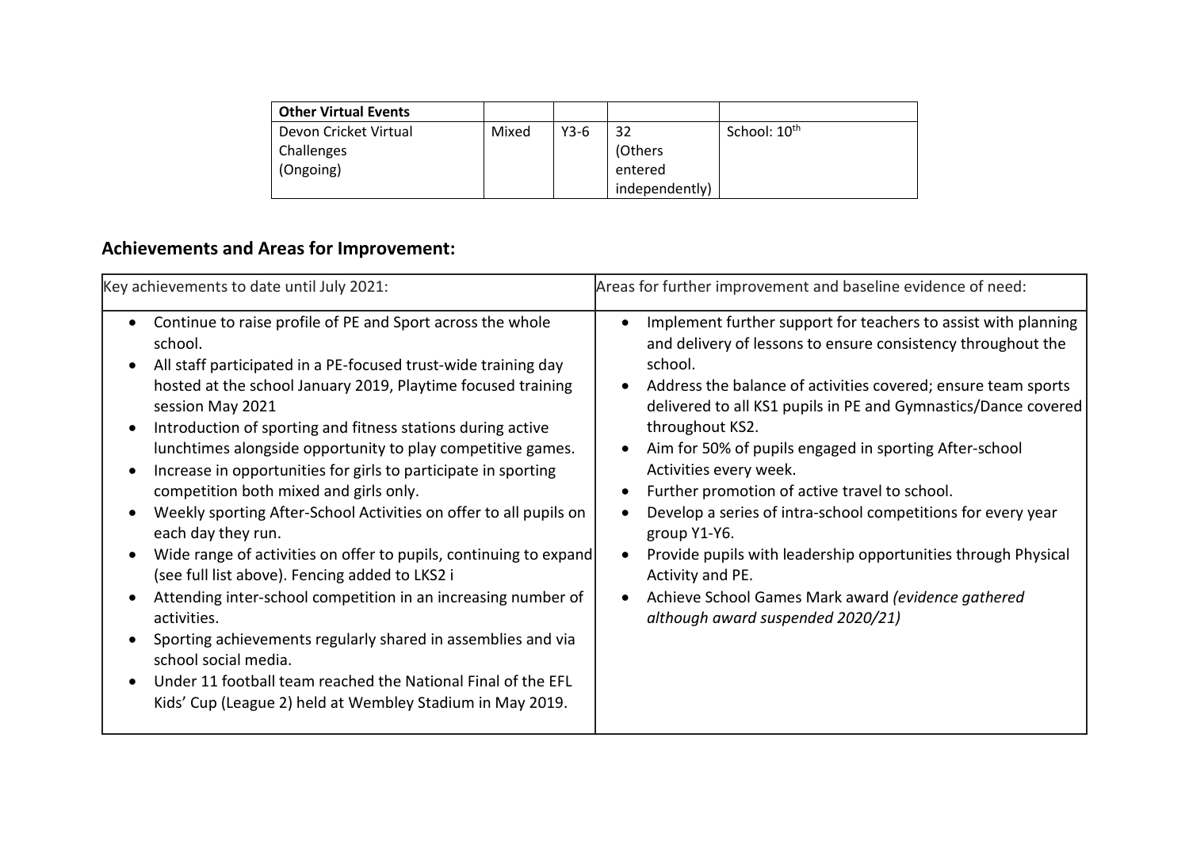| Other Virtual Events | | | | |
|---|---|---|---|---|
| Devon Cricket Virtual Challenges (Ongoing) | Mixed | Y3-6 | 32 (Others entered independently) | School: 10th |

## Achievements and Areas for Improvement:

| Key achievements to date until July 2021: | Areas for further improvement and baseline evidence of need: |
|---|---|
| • Continue to raise profile of PE and Sport across the whole school.<br>• All staff participated in a PE-focused trust-wide training day hosted at the school January 2019, Playtime focused training session May 2021<br>• Introduction of sporting and fitness stations during active lunchtimes alongside opportunity to play competitive games.<br>• Increase in opportunities for girls to participate in sporting competition both mixed and girls only.<br>• Weekly sporting After-School Activities on offer to all pupils on each day they run.<br>• Wide range of activities on offer to pupils, continuing to expand (see full list above). Fencing added to LKS2 i<br>• Attending inter-school competition in an increasing number of activities.<br>• Sporting achievements regularly shared in assemblies and via school social media.<br>• Under 11 football team reached the National Final of the EFL Kids' Cup (League 2) held at Wembley Stadium in May 2019. | • Implement further support for teachers to assist with planning and delivery of lessons to ensure consistency throughout the school.<br>• Address the balance of activities covered; ensure team sports delivered to all KS1 pupils in PE and Gymnastics/Dance covered throughout KS2.<br>• Aim for 50% of pupils engaged in sporting After-school Activities every week.<br>• Further promotion of active travel to school.<br>• Develop a series of intra-school competitions for every year group Y1-Y6.<br>• Provide pupils with leadership opportunities through Physical Activity and PE.<br>• Achieve School Games Mark award *(evidence gathered although award suspended 2020/21)* |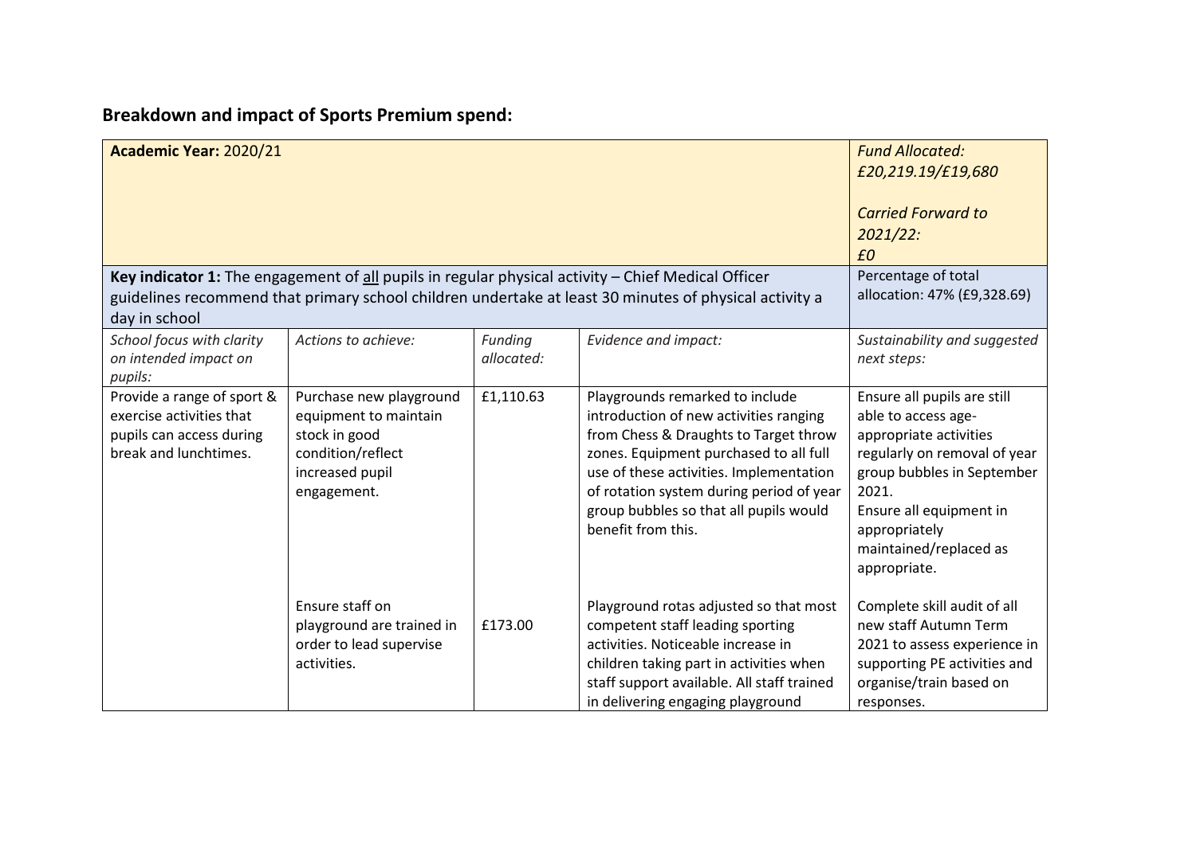## Breakdown and impact of Sports Premium spend:

| **Academic Year:** 2020/21 | | | | *Fund Allocated: £20,219.19/£19,680*<br><br>*Carried Forward to 2021/22: £0* |
|---|---|---|---|---|
| **Key indicator 1:** The engagement of all pupils in regular physical activity – Chief Medical Officer guidelines recommend that primary school children undertake at least 30 minutes of physical activity a day in school | | | | Percentage of total allocation: 47% (£9,328.69) |
| *School focus with clarity on intended impact on pupils:* | *Actions to achieve:* | *Funding allocated:* | *Evidence and impact:* | *Sustainability and suggested next steps:* |
| Provide a range of sport & exercise activities that pupils can access during break and lunchtimes. | Purchase new playground equipment to maintain stock in good condition/reflect increased pupil engagement. | £1,110.63 | Playgrounds remarked to include introduction of new activities ranging from Chess & Draughts to Target throw zones. Equipment purchased to all full use of these activities. Implementation of rotation system during period of year group bubbles so that all pupils would benefit from this. | Ensure all pupils are still able to access age-appropriate activities regularly on removal of year group bubbles in September 2021.<br>Ensure all equipment in appropriately maintained/replaced as appropriate. |
| | Ensure staff on playground are trained in order to lead supervise activities. | £173.00 | Playground rotas adjusted so that most competent staff leading sporting activities. Noticeable increase in children taking part in activities when staff support available. All staff trained in delivering engaging playground | Complete skill audit of all new staff Autumn Term 2021 to assess experience in supporting PE activities and organise/train based on responses. |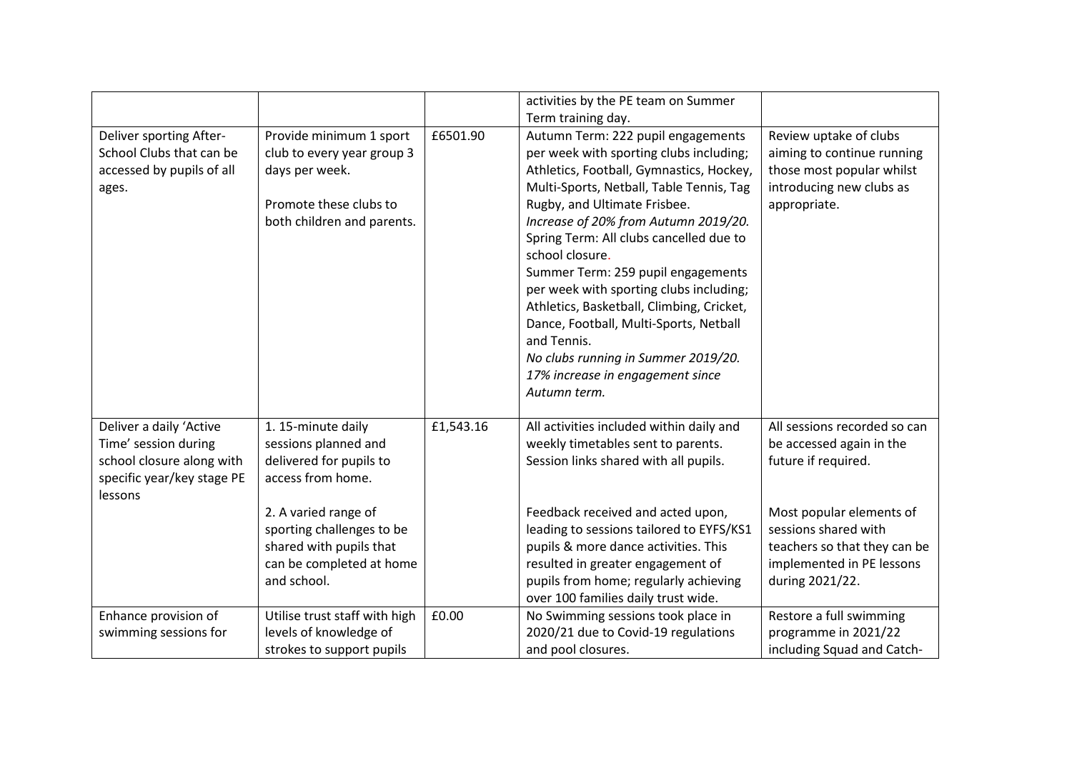| | | | | |
|---|---|---|---|---|
| | | | activities by the PE team on Summer Term training day. | |
| Deliver sporting After-School Clubs that can be accessed by pupils of all ages. | Provide minimum 1 sport club to every year group 3 days per week.<br><br>Promote these clubs to both children and parents. | £6501.90 | Autumn Term: 222 pupil engagements per week with sporting clubs including; Athletics, Football, Gymnastics, Hockey, Multi-Sports, Netball, Table Tennis, Tag Rugby, and Ultimate Frisbee.<br>*Increase of 20% from Autumn 2019/20.*<br>Spring Term: All clubs cancelled due to school closure.<br>Summer Term: 259 pupil engagements per week with sporting clubs including; Athletics, Basketball, Climbing, Cricket, Dance, Football, Multi-Sports, Netball and Tennis.<br>*No clubs running in Summer 2019/20.*<br>*17% increase in engagement since Autumn term.* | Review uptake of clubs aiming to continue running those most popular whilst introducing new clubs as appropriate. |
| Deliver a daily 'Active Time' session during school closure along with specific year/key stage PE lessons | 1. 15-minute daily sessions planned and delivered for pupils to access from home.<br><br>2. A varied range of sporting challenges to be shared with pupils that can be completed at home and school. | £1,543.16 | All activities included within daily and weekly timetables sent to parents. Session links shared with all pupils.<br><br>Feedback received and acted upon, leading to sessions tailored to EYFS/KS1 pupils & more dance activities. This resulted in greater engagement of pupils from home; regularly achieving over 100 families daily trust wide. | All sessions recorded so can be accessed again in the future if required.<br><br>Most popular elements of sessions shared with teachers so that they can be implemented in PE lessons during 2021/22. |
| Enhance provision of swimming sessions for | Utilise trust staff with high levels of knowledge of strokes to support pupils | £0.00 | No Swimming sessions took place in 2020/21 due to Covid-19 regulations and pool closures. | Restore a full swimming programme in 2021/22 including Squad and Catch- |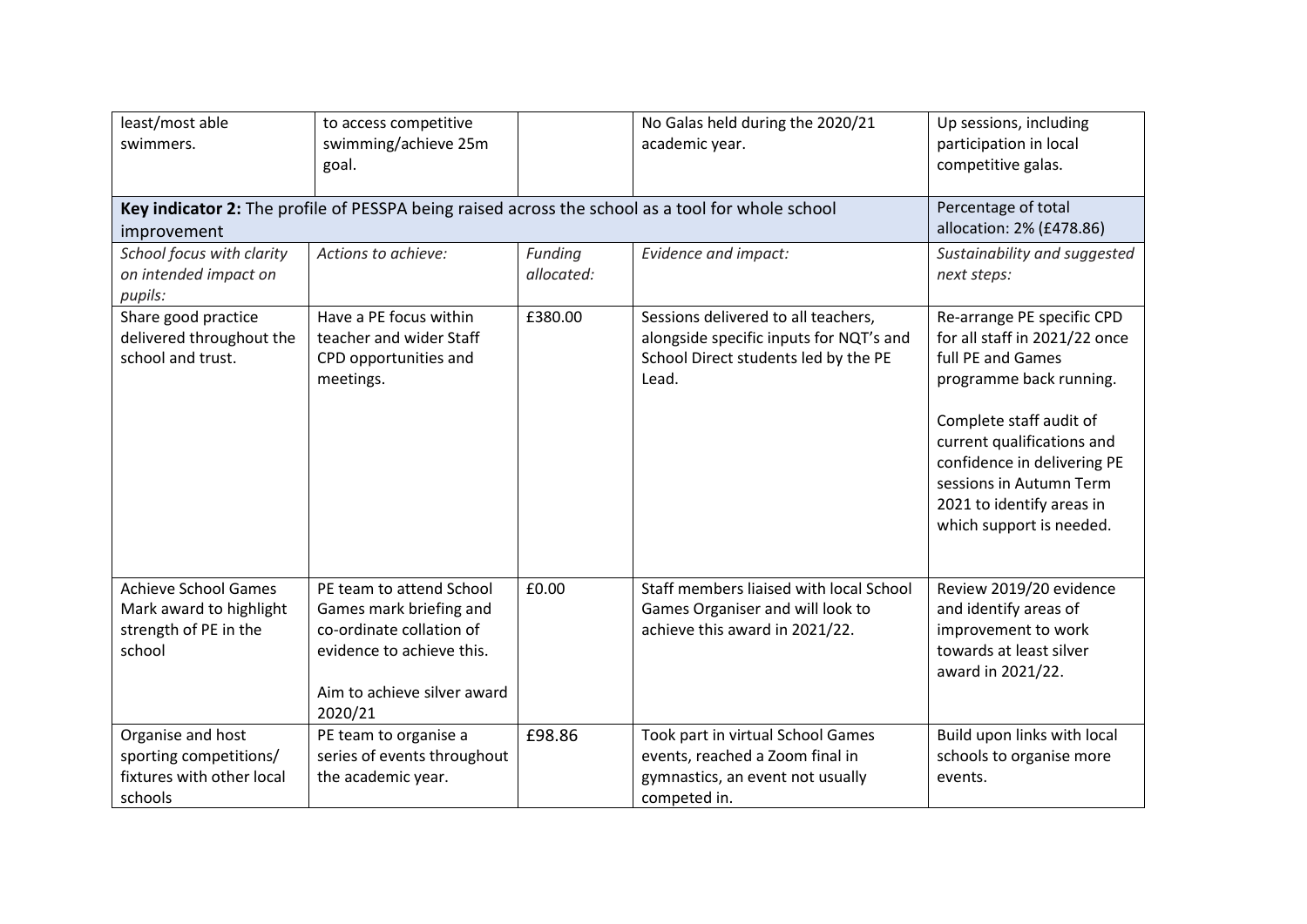| | | | | |
|---|---|---|---|---|
| least/most able swimmers. | to access competitive swimming/achieve 25m goal. | | No Galas held during the 2020/21 academic year. | Up sessions, including participation in local competitive galas. |
| **Key indicator 2:** The profile of PESSPA being raised across the school as a tool for whole school improvement | | | | Percentage of total allocation: 2% (£478.86) |
| *School focus with clarity on intended impact on pupils:* | *Actions to achieve:* | *Funding allocated:* | *Evidence and impact:* | *Sustainability and suggested next steps:* |
| Share good practice delivered throughout the school and trust. | Have a PE focus within teacher and wider Staff CPD opportunities and meetings. | £380.00 | Sessions delivered to all teachers, alongside specific inputs for NQT's and School Direct students led by the PE Lead. | Re-arrange PE specific CPD for all staff in 2021/22 once full PE and Games programme back running.<br><br>Complete staff audit of current qualifications and confidence in delivering PE sessions in Autumn Term 2021 to identify areas in which support is needed. |
| Achieve School Games Mark award to highlight strength of PE in the school | PE team to attend School Games mark briefing and co-ordinate collation of evidence to achieve this.<br><br>Aim to achieve silver award 2020/21 | £0.00 | Staff members liaised with local School Games Organiser and will look to achieve this award in 2021/22. | Review 2019/20 evidence and identify areas of improvement to work towards at least silver award in 2021/22. |
| Organise and host sporting competitions/ fixtures with other local schools | PE team to organise a series of events throughout the academic year. | £98.86 | Took part in virtual School Games events, reached a Zoom final in gymnastics, an event not usually competed in. | Build upon links with local schools to organise more events. |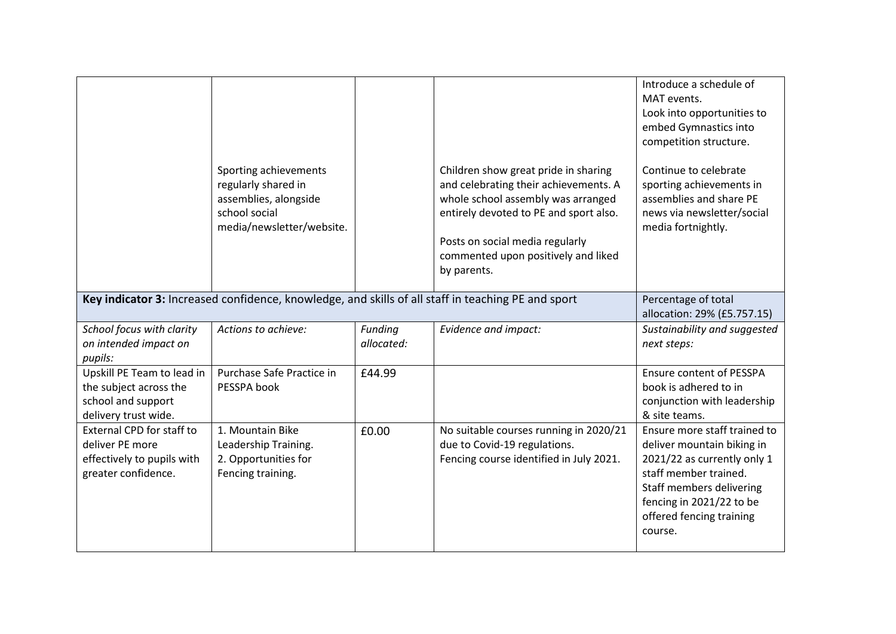| | | | | |
|---|---|---|---|---|
| | Sporting achievements regularly shared in assemblies, alongside school social media/newsletter/website. | | Children show great pride in sharing and celebrating their achievements. A whole school assembly was arranged entirely devoted to PE and sport also.<br><br>Posts on social media regularly commented upon positively and liked by parents. | Introduce a schedule of MAT events.<br>Look into opportunities to embed Gymnastics into competition structure.<br><br>Continue to celebrate sporting achievements in assemblies and share PE news via newsletter/social media fortnightly. |
| **Key indicator 3:** Increased confidence, knowledge, and skills of all staff in teaching PE and sport | | | | Percentage of total allocation: 29% (£5.757.15) |
| *School focus with clarity on intended impact on pupils:* | *Actions to achieve:* | *Funding allocated:* | *Evidence and impact:* | *Sustainability and suggested next steps:* |
| Upskill PE Team to lead in the subject across the school and support delivery trust wide. | Purchase Safe Practice in PESSPA book | £44.99 | | Ensure content of PESSPA book is adhered to in conjunction with leadership & site teams. |
| External CPD for staff to deliver PE more effectively to pupils with greater confidence. | 1. Mountain Bike Leadership Training.<br>2. Opportunities for Fencing training. | £0.00 | No suitable courses running in 2020/21 due to Covid-19 regulations.<br>Fencing course identified in July 2021. | Ensure more staff trained to deliver mountain biking in 2021/22 as currently only 1 staff member trained.<br>Staff members delivering fencing in 2021/22 to be offered fencing training course. |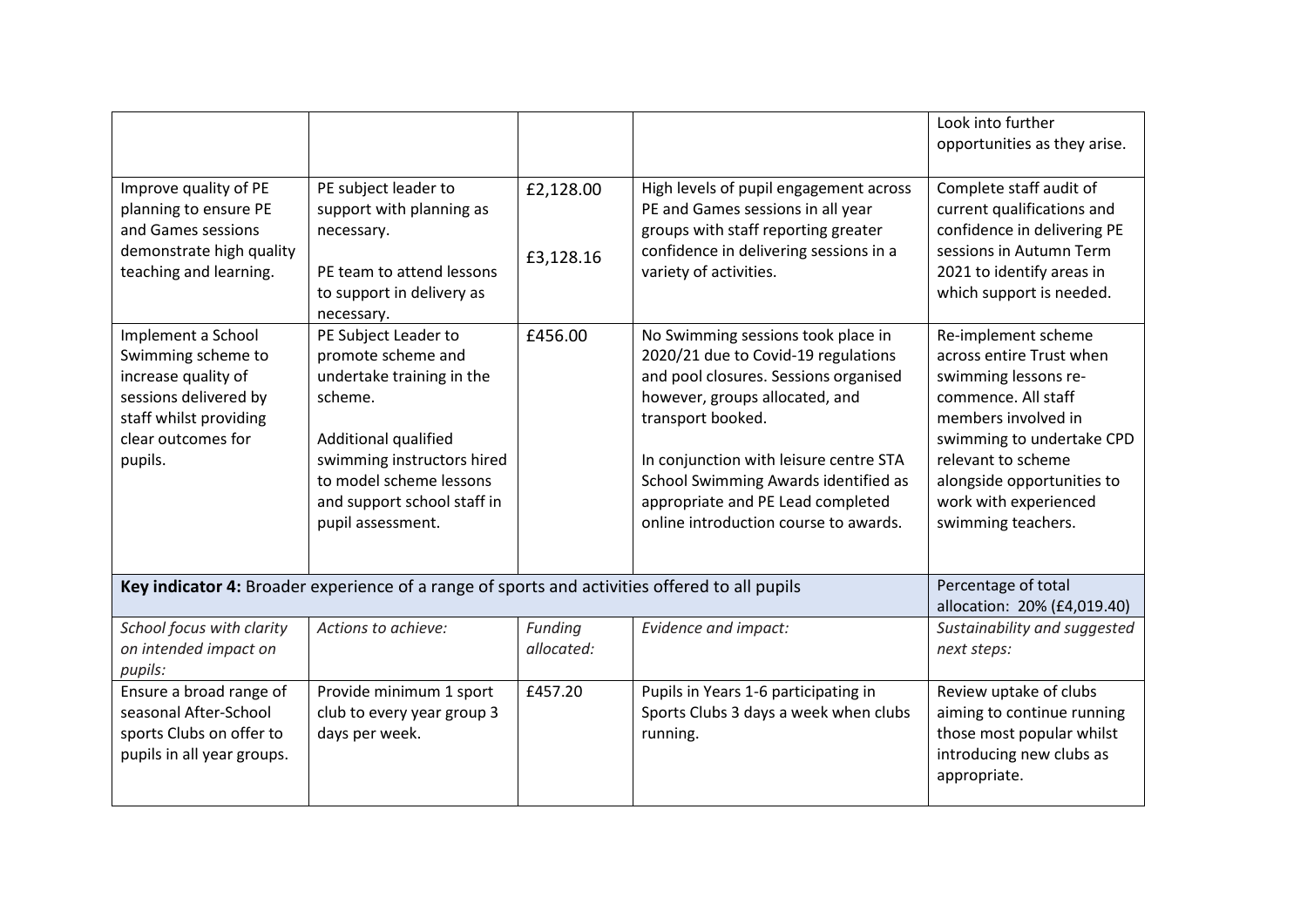| | | | | |
|---|---|---|---|---|
| | | | | Look into further opportunities as they arise. |
| Improve quality of PE planning to ensure PE and Games sessions demonstrate high quality teaching and learning. | PE subject leader to support with planning as necessary.<br><br>PE team to attend lessons to support in delivery as necessary. | £2,128.00<br><br>£3,128.16 | High levels of pupil engagement across PE and Games sessions in all year groups with staff reporting greater confidence in delivering sessions in a variety of activities. | Complete staff audit of current qualifications and confidence in delivering PE sessions in Autumn Term 2021 to identify areas in which support is needed. |
| Implement a School Swimming scheme to increase quality of sessions delivered by staff whilst providing clear outcomes for pupils. | PE Subject Leader to promote scheme and undertake training in the scheme.<br><br>Additional qualified swimming instructors hired to model scheme lessons and support school staff in pupil assessment. | £456.00 | No Swimming sessions took place in 2020/21 due to Covid-19 regulations and pool closures. Sessions organised however, groups allocated, and transport booked.<br><br>In conjunction with leisure centre STA School Swimming Awards identified as appropriate and PE Lead completed online introduction course to awards. | Re-implement scheme across entire Trust when swimming lessons re-commence. All staff members involved in swimming to undertake CPD relevant to scheme alongside opportunities to work with experienced swimming teachers. |
| **Key indicator 4:** Broader experience of a range of sports and activities offered to all pupils | | | | Percentage of total allocation: 20% (£4,019.40) |
| *School focus with clarity on intended impact on pupils:* | *Actions to achieve:* | *Funding allocated:* | *Evidence and impact:* | *Sustainability and suggested next steps:* |
| Ensure a broad range of seasonal After-School sports Clubs on offer to pupils in all year groups. | Provide minimum 1 sport club to every year group 3 days per week. | £457.20 | Pupils in Years 1-6 participating in Sports Clubs 3 days a week when clubs running. | Review uptake of clubs aiming to continue running those most popular whilst introducing new clubs as appropriate. |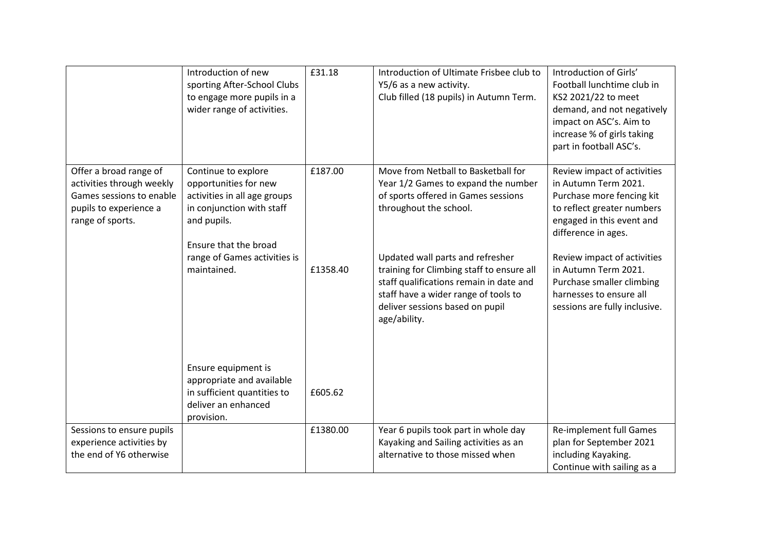| | | | | |
|---|---|---|---|---|
| | Introduction of new sporting After-School Clubs to engage more pupils in a wider range of activities. | £31.18 | Introduction of Ultimate Frisbee club to Y5/6 as a new activity.<br>Club filled (18 pupils) in Autumn Term. | Introduction of Girls' Football lunchtime club in KS2 2021/22 to meet demand, and not negatively impact on ASC's. Aim to increase % of girls taking part in football ASC's. |
| Offer a broad range of activities through weekly Games sessions to enable pupils to experience a range of sports. | Continue to explore opportunities for new activities in all age groups in conjunction with staff and pupils. | £187.00 | Move from Netball to Basketball for Year 1/2 Games to expand the number of sports offered in Games sessions throughout the school. | Review impact of activities in Autumn Term 2021. Purchase more fencing kit to reflect greater numbers engaged in this event and difference in ages. |
| | Ensure that the broad range of Games activities is maintained. | £1358.40 | Updated wall parts and refresher training for Climbing staff to ensure all staff qualifications remain in date and staff have a wider range of tools to deliver sessions based on pupil age/ability. | Review impact of activities in Autumn Term 2021. Purchase smaller climbing harnesses to ensure all sessions are fully inclusive. |
| | Ensure equipment is appropriate and available in sufficient quantities to deliver an enhanced provision. | £605.62 | | |
| Sessions to ensure pupils experience activities by the end of Y6 otherwise | | £1380.00 | Year 6 pupils took part in whole day Kayaking and Sailing activities as an alternative to those missed when | Re-implement full Games plan for September 2021 including Kayaking. Continue with sailing as a |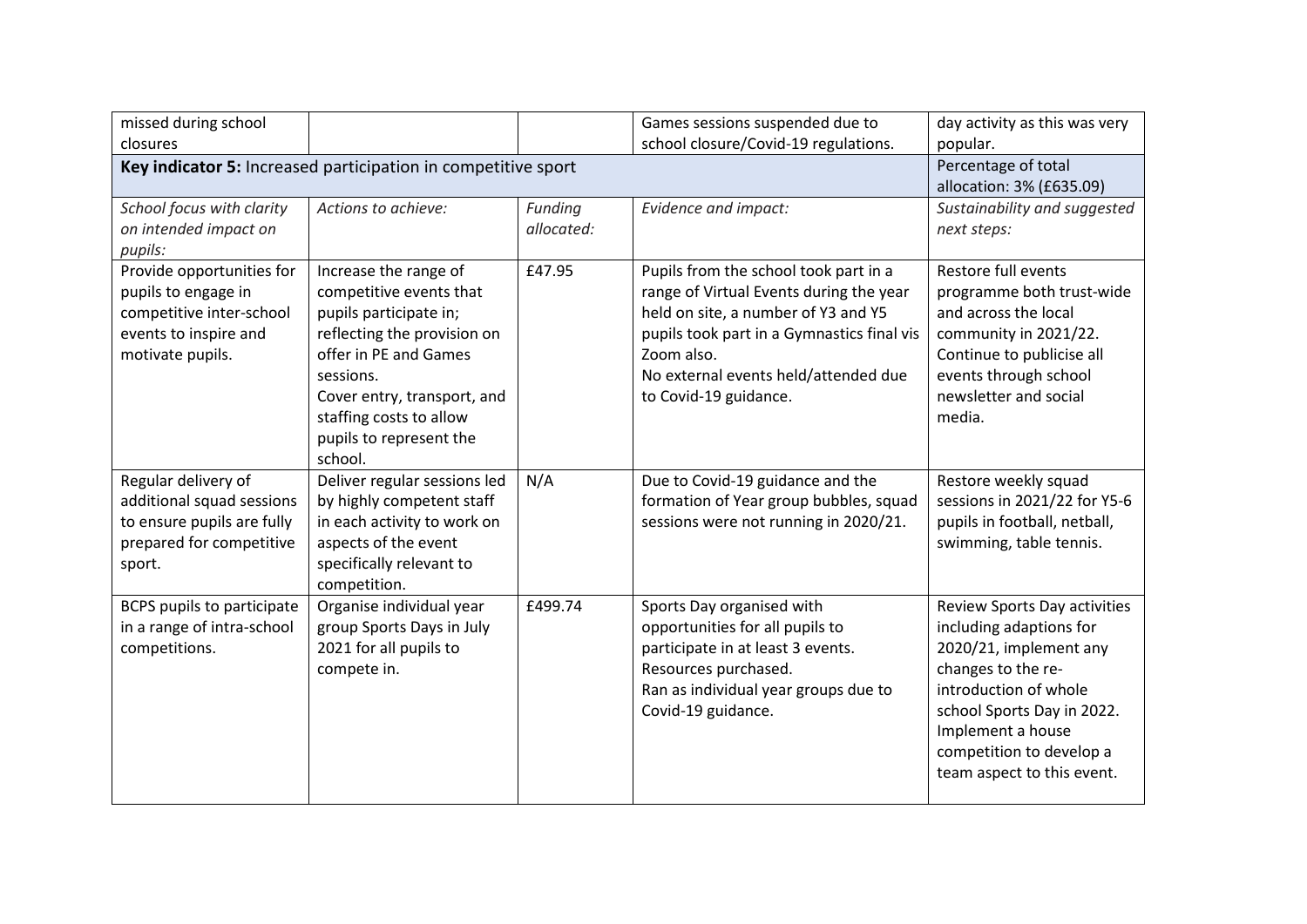| | | | | |
|---|---|---|---|---|
| missed during school closures | | | Games sessions suspended due to school closure/Covid-19 regulations. | day activity as this was very popular. |
| **Key indicator 5:** Increased participation in competitive sport | | | | Percentage of total allocation: 3% (£635.09) |
| *School focus with clarity on intended impact on pupils:* | *Actions to achieve:* | *Funding allocated:* | *Evidence and impact:* | *Sustainability and suggested next steps:* |
| Provide opportunities for pupils to engage in competitive inter-school events to inspire and motivate pupils. | Increase the range of competitive events that pupils participate in; reflecting the provision on offer in PE and Games sessions.<br>Cover entry, transport, and staffing costs to allow pupils to represent the school. | £47.95 | Pupils from the school took part in a range of Virtual Events during the year held on site, a number of Y3 and Y5 pupils took part in a Gymnastics final vis Zoom also.<br>No external events held/attended due to Covid-19 guidance. | Restore full events programme both trust-wide and across the local community in 2021/22.<br>Continue to publicise all events through school newsletter and social media. |
| Regular delivery of additional squad sessions to ensure pupils are fully prepared for competitive sport. | Deliver regular sessions led by highly competent staff in each activity to work on aspects of the event specifically relevant to competition. | N/A | Due to Covid-19 guidance and the formation of Year group bubbles, squad sessions were not running in 2020/21. | Restore weekly squad sessions in 2021/22 for Y5-6 pupils in football, netball, swimming, table tennis. |
| BCPS pupils to participate in a range of intra-school competitions. | Organise individual year group Sports Days in July 2021 for all pupils to compete in. | £499.74 | Sports Day organised with opportunities for all pupils to participate in at least 3 events.<br>Resources purchased.<br>Ran as individual year groups due to Covid-19 guidance. | Review Sports Day activities including adaptions for 2020/21, implement any changes to the re-introduction of whole school Sports Day in 2022.<br>Implement a house competition to develop a team aspect to this event. |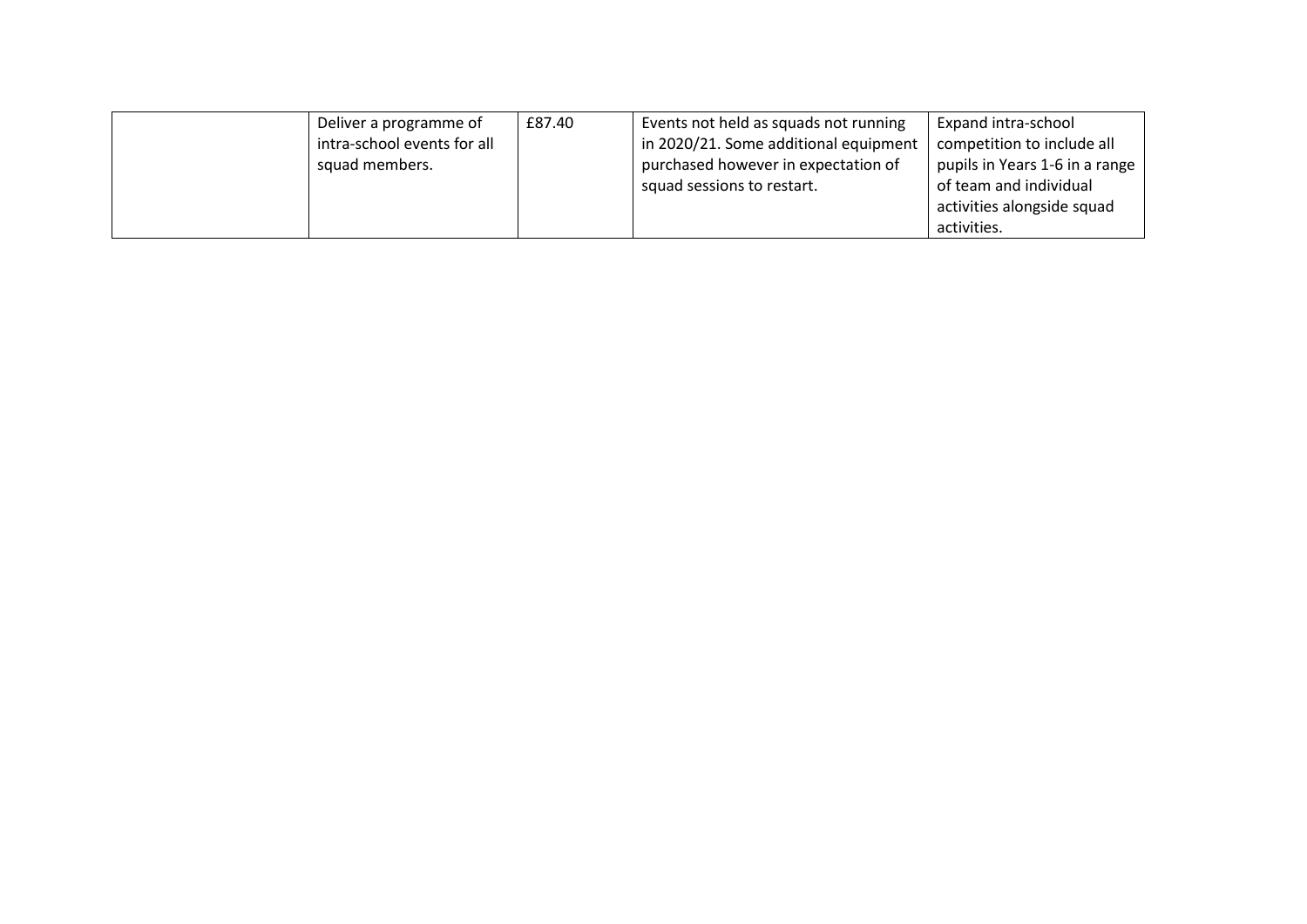| | | | | |
|---|---|---|---|---|
| | Deliver a programme of intra-school events for all squad members. | £87.40 | Events not held as squads not running in 2020/21. Some additional equipment purchased however in expectation of squad sessions to restart. | Expand intra-school competition to include all pupils in Years 1-6 in a range of team and individual activities alongside squad activities. |